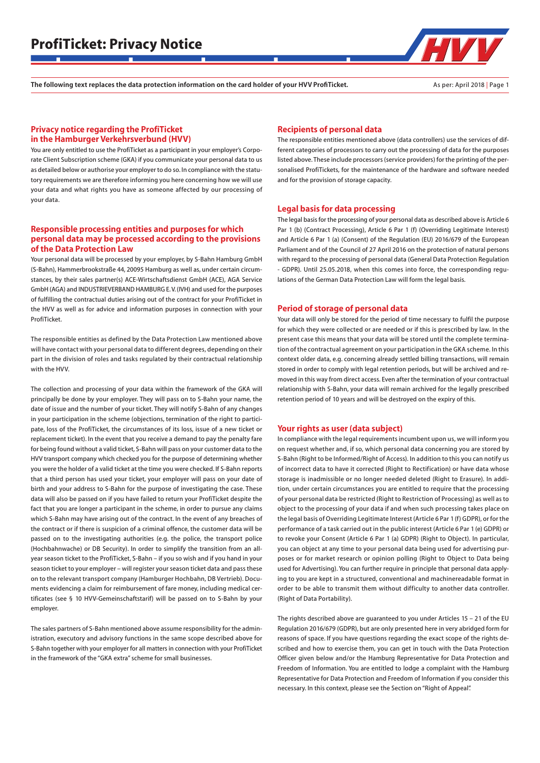# ProfiTicket: Privacy Notice

**The following text replaces the data protection information on the card holder of your HVV ProfiTicket.**

As per: April 2018

## Privacy notice regarding the ProfiTicket in the Hamburger Verkehrsverbund (HVV)

You are only entitled to use the ProfiTicket as a participant in your employer's Corporate Client Subscription scheme (GKA) if you communicate your personal data to us as detailed below or authorise your employer to do so. In compliance with the statutory requirements we are therefore informing you here concerning how we will use your data and what rights you have as someone affected by our processing of your data.

## Responsible processing entities and purposes for which personal data may be processed according to the provisions of the Data Protection Law

Your personal data will be processed by your employer, by S-Bahn Hamburg GmbH (S-Bahn), Hammerbrookstraße 44, 20095 Hamburg as well as, under certain circumstances, by their sales partner(s) ACE-Wirtschaftsdienst GmbH (ACE), AGA Service GmbH (AGA) and INDUSTRIEVERBAND HAMBURG E. V. (IVH) and used for the purposes of fulfilling the contractual duties arising out of the contract for your ProfiTicket in the HVV as well as for advice and information purposes in connection with your ProfiTicket.

The responsible entities as defined by the Data Protection Law mentioned above will have contact with your personal data to different degrees, depending on their part in the division of roles and tasks regulated by their contractual relationship with the HVV.

The collection and processing of your data within the framework of the GKA will principally be done by your employer. They will pass on to S-Bahn your name, the date of issue and the number of your ticket. They will notify S-Bahn of any changes in your participation in the scheme (objections, termination of the right to participate, loss of the ProfiTicket, the circumstances of its loss, issue of a new ticket or replacement ticket). In the event that you receive a demand to pay the penalty fare for being found without a valid ticket, S-Bahn will pass on your customer data to the HVV transport company which checked you for the purpose of determining whether you were the holder of a valid ticket at the time you were checked. If S-Bahn reports that a third person has used your ticket, your employer will pass on your date of birth and your address to S-Bahn for the purpose of investigating the case. These data will also be passed on if you have failed to return your ProfiTicket despite the fact that you are longer a participant in the scheme, in order to pursue any claims which S-Bahn may have arising out of the contract. In the event of any breaches of the contract or if there is suspicion of a criminal offence, the customer data will be passed on to the investigating authorities (e.g. the police, the transport police (Hochbahnwache) or DB Security). In order to simplify the transition from an all-year season ticket to the ProfiTicket, S-Bahn – if you so wish and if you hand in your season ticket to your employer – will register your season ticket data and pass these on to the relevant transport company (Hamburger Hochbahn, DB Vertrieb). Documents evidencing a claim for reimbursement of fare money, including medical certificates (see § 10 HVV-Gemeinschaftstarif) will be passed on to S-Bahn by your employer.

The sales partners of S-Bahn mentioned above assume responsibility for the administration, executory and advisory functions in the same scope described above for S-Bahn together with your employer for all matters in connection with your ProfiTicket in the framework of the "GKA extra" scheme for small businesses.

## Recipients of personal data

The responsible entities mentioned above (data controllers) use the services of different categories of processors to carry out the processing of data for the purposes listed above. These include processors (service providers) for the printing of the personalised ProfiTickets, for the maintenance of the hardware and software needed and for the provision of storage capacity.

## Legal basis for data processing

The legal basis for the processing of your personal data as described above is Article 6 Par 1 (b) (Contract Processing), Article 6 Par 1 (f) (Overriding Legitimate Interest) and Article 6 Par 1 (a) (Consent) of the Regulation (EU) 2016/679 of the European Parliament and of the Council of 27 April 2016 on the protection of natural persons with regard to the processing of personal data (General Data Protection Regulation - GDPR). Until 25.05.2018, when this comes into force, the corresponding regulations of the German Data Protection Law will form the legal basis.

## Period of storage of personal data

Your data will only be stored for the period of time necessary to fulfil the purpose for which they were collected or are needed or if this is prescribed by law. In the present case this means that your data will be stored until the complete termination of the contractual agreement on your participation in the GKA scheme. In this context older data, e.g. concerning already settled billing transactions, will remain stored in order to comply with legal retention periods, but will be archived and removed in this way from direct access. Even after the termination of your contractual relationship with S-Bahn, your data will remain archived for the legally prescribed retention period of 10 years and will be destroyed on the expiry of this.

## Your rights as user (data subject)

In compliance with the legal requirements incumbent upon us, we will inform you on request whether and, if so, which personal data concerning you are stored by S-Bahn (Right to be Informed/Right of Access). In addition to this you can notify us of incorrect data to have it corrected (Right to Rectification) or have data whose storage is inadmissible or no longer needed deleted (Right to Erasure). In addition, under certain circumstances you are entitled to require that the processing of your personal data be restricted (Right to Restriction of Processing) as well as to object to the processing of your data if and when such processing takes place on the legal basis of Overriding Legitimate Interest (Article 6 Par 1 (f) GDPR), or for the performance of a task carried out in the public interest (Article 6 Par 1 (e) GDPR) or to revoke your Consent (Article 6 Par 1 (a) GDPR) (Right to Object). In particular, you can object at any time to your personal data being used for advertising purposes or for market research or opinion polling (Right to Object to Data being used for Advertising). You can further require in principle that personal data applying to you are kept in a structured, conventional and machinereadable format in order to be able to transmit them without difficulty to another data controller. (Right of Data Portability).

The rights described above are guaranteed to you under Articles 15 – 21 of the EU Regulation 2016/679 (GDPR), but are only presented here in very abridged form for reasons of space. If you have questions regarding the exact scope of the rights described and how to exercise them, you can get in touch with the Data Protection Officer given below and/or the Hamburg Representative for Data Protection and Freedom of Information. You are entitled to lodge a complaint with the Hamburg Representative for Data Protection and Freedom of Information if you consider this necessary. In this context, please see the Section on "Right of Appeal".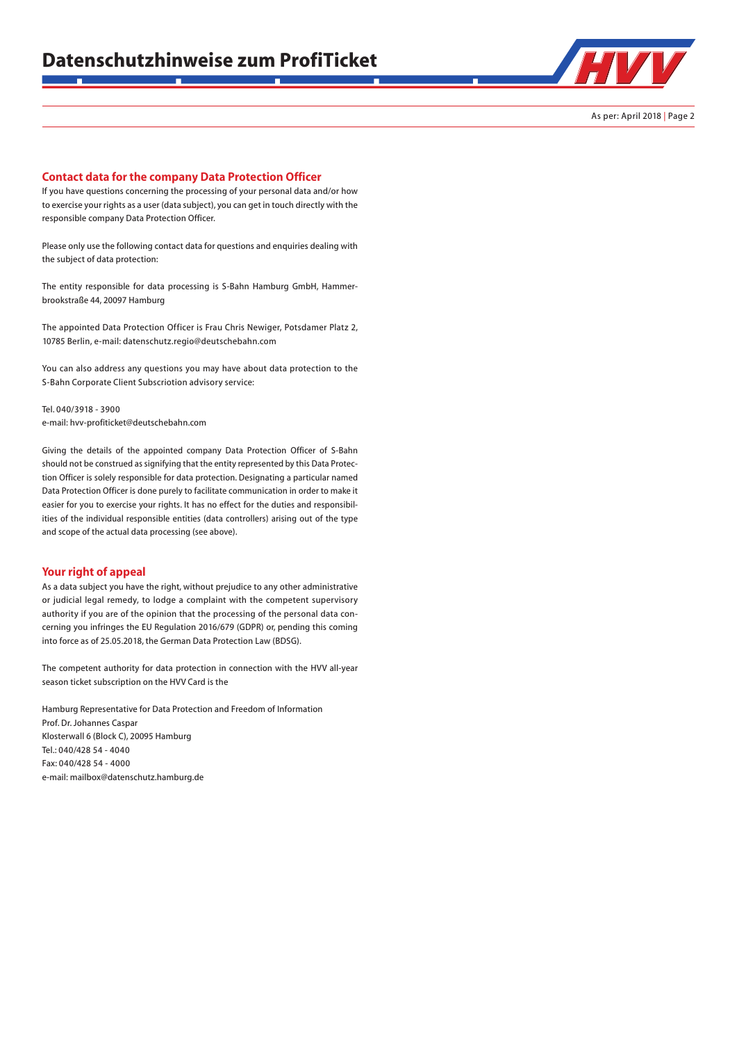## Contact data for the company Data Protection Officer

If you have questions concerning the processing of your personal data and/or how to exercise your rights as a user (data subject), you can get in touch directly with the responsible company Data Protection Officer.

Please only use the following contact data for questions and enquiries dealing with the subject of data protection:

The entity responsible for data processing is S-Bahn Hamburg GmbH, Hammerbrookstraße 44, 20097 Hamburg

The appointed Data Protection Officer is Frau Chris Newiger, Potsdamer Platz 2, 10785 Berlin, e-mail: datenschutz.regio@deutschebahn.com

You can also address any questions you may have about data protection to the S-Bahn Corporate Client Subscriotion advisory service:

Tel. 040/3918 - 3900
e-mail: hvv-profiticket@deutschebahn.com

Giving the details of the appointed company Data Protection Officer of S-Bahn should not be construed as signifying that the entity represented by this Data Protection Officer is solely responsible for data protection. Designating a particular named Data Protection Officer is done purely to facilitate communication in order to make it easier for you to exercise your rights. It has no effect for the duties and responsibilities of the individual responsible entities (data controllers) arising out of the type and scope of the actual data processing (see above).

## Your right of appeal

As a data subject you have the right, without prejudice to any other administrative or judicial legal remedy, to lodge a complaint with the competent supervisory authority if you are of the opinion that the processing of the personal data concerning you infringes the EU Regulation 2016/679 (GDPR) or, pending this coming into force as of 25.05.2018, the German Data Protection Law (BDSG).

The competent authority for data protection in connection with the HVV all-year season ticket subscription on the HVV Card is the

Hamburg Representative for Data Protection and Freedom of Information
Prof. Dr. Johannes Caspar
Klosterwall 6 (Block C), 20095 Hamburg
Tel.: 040/428 54 - 4040
Fax: 040/428 54 - 4000
e-mail: mailbox@datenschutz.hamburg.de